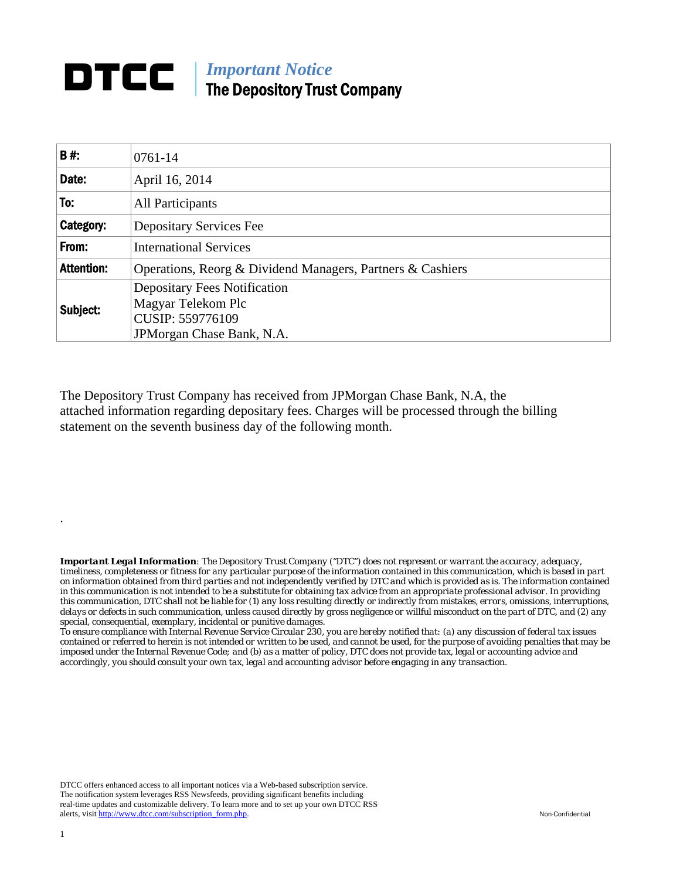# DTCC | *Important Notice* The Depository Trust Company

| B #: | 0761-14 |
|---|---|
| Date: | April 16, 2014 |
| To: | All Participants |
| Category: | Depositary Services Fee |
| From: | International Services |
| Attention: | Operations, Reorg & Dividend Managers, Partners & Cashiers |
| Subject: | Depositary Fees Notification<br>Magyar Telekom Plc<br>CUSIP: 559776109<br>JPMorgan Chase Bank, N.A. |

The Depository Trust Company has received from JPMorgan Chase Bank, N.A, the attached information regarding depositary fees. Charges will be processed through the billing statement on the seventh business day of the following month.

.

***Important Legal Information****: The Depository Trust Company ("DTC") does not represent or warrant the accuracy, adequacy, timeliness, completeness or fitness for any particular purpose of the information contained in this communication, which is based in part on information obtained from third parties and not independently verified by DTC and which is provided as is. The information contained in this communication is not intended to be a substitute for obtaining tax advice from an appropriate professional advisor. In providing this communication, DTC shall not be liable for (1) any loss resulting directly or indirectly from mistakes, errors, omissions, interruptions, delays or defects in such communication, unless caused directly by gross negligence or willful misconduct on the part of DTC, and (2) any special, consequential, exemplary, incidental or punitive damages.*

*To ensure compliance with Internal Revenue Service Circular 230, you are hereby notified that: (a) any discussion of federal tax issues contained or referred to herein is not intended or written to be used, and cannot be used, for the purpose of avoiding penalties that may be imposed under the Internal Revenue Code; and (b) as a matter of policy, DTC does not provide tax, legal or accounting advice and accordingly, you should consult your own tax, legal and accounting advisor before engaging in any transaction.*

DTCC offers enhanced access to all important notices via a Web-based subscription service. The notification system leverages RSS Newsfeeds, providing significant benefits including real-time updates and customizable delivery. To learn more and to set up your own DTCC RSS alerts, visit http://www.dtcc.com/subscription_form.php.

Non-Confidential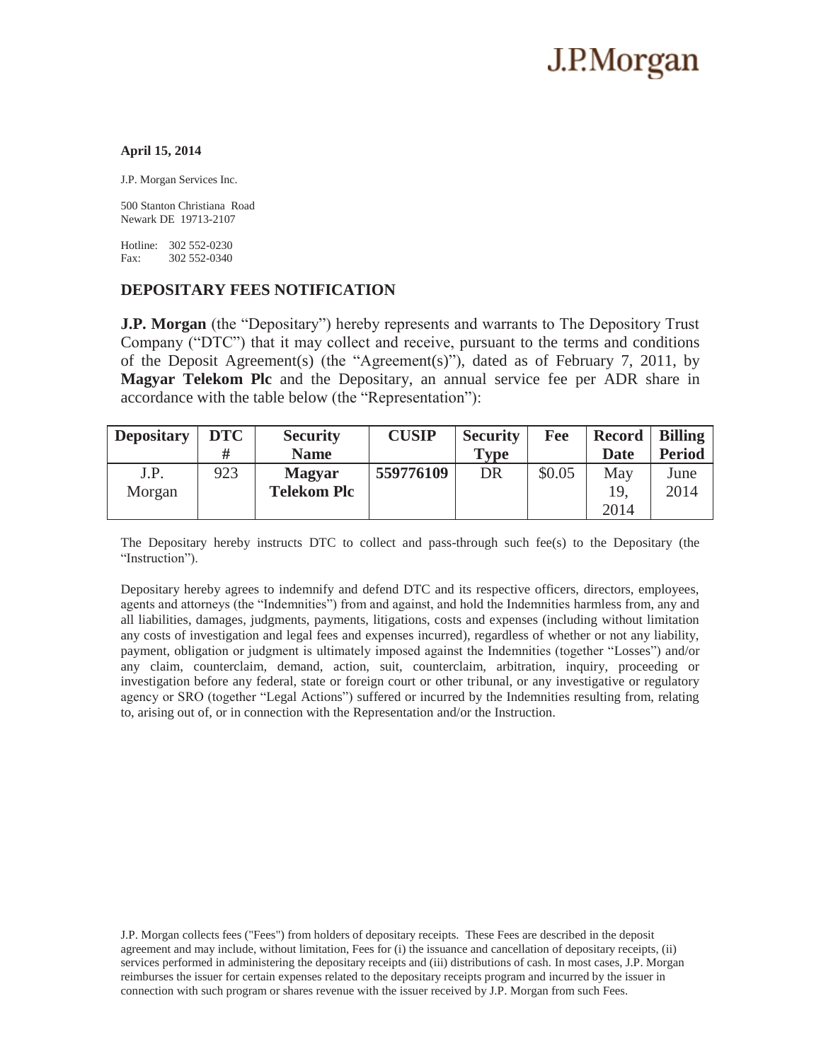J.P.Morgan

**April 15, 2014**

J.P. Morgan Services Inc.

500 Stanton Christiana Road
Newark DE 19713-2107

Hotline: 302 552-0230
Fax: 302 552-0340

## DEPOSITARY FEES NOTIFICATION

**J.P. Morgan** (the "Depositary") hereby represents and warrants to The Depository Trust Company ("DTC") that it may collect and receive, pursuant to the terms and conditions of the Deposit Agreement(s) (the "Agreement(s)"), dated as of February 7, 2011, by **Magyar Telekom Plc** and the Depositary, an annual service fee per ADR share in accordance with the table below (the "Representation"):

| Depositary | DTC # | Security Name | CUSIP | Security Type | Fee | Record Date | Billing Period |
|---|---|---|---|---|---|---|---|
| J.P. Morgan | 923 | **Magyar Telekom Plc** | **559776109** | DR | $0.05 | May 19, 2014 | June 2014 |

The Depositary hereby instructs DTC to collect and pass-through such fee(s) to the Depositary (the "Instruction").

Depositary hereby agrees to indemnify and defend DTC and its respective officers, directors, employees, agents and attorneys (the "Indemnities") from and against, and hold the Indemnities harmless from, any and all liabilities, damages, judgments, payments, litigations, costs and expenses (including without limitation any costs of investigation and legal fees and expenses incurred), regardless of whether or not any liability, payment, obligation or judgment is ultimately imposed against the Indemnities (together "Losses") and/or any claim, counterclaim, demand, action, suit, counterclaim, arbitration, inquiry, proceeding or investigation before any federal, state or foreign court or other tribunal, or any investigative or regulatory agency or SRO (together "Legal Actions") suffered or incurred by the Indemnities resulting from, relating to, arising out of, or in connection with the Representation and/or the Instruction.

J.P. Morgan collects fees ("Fees") from holders of depositary receipts. These Fees are described in the deposit agreement and may include, without limitation, Fees for (i) the issuance and cancellation of depositary receipts, (ii) services performed in administering the depositary receipts and (iii) distributions of cash. In most cases, J.P. Morgan reimburses the issuer for certain expenses related to the depositary receipts program and incurred by the issuer in connection with such program or shares revenue with the issuer received by J.P. Morgan from such Fees.